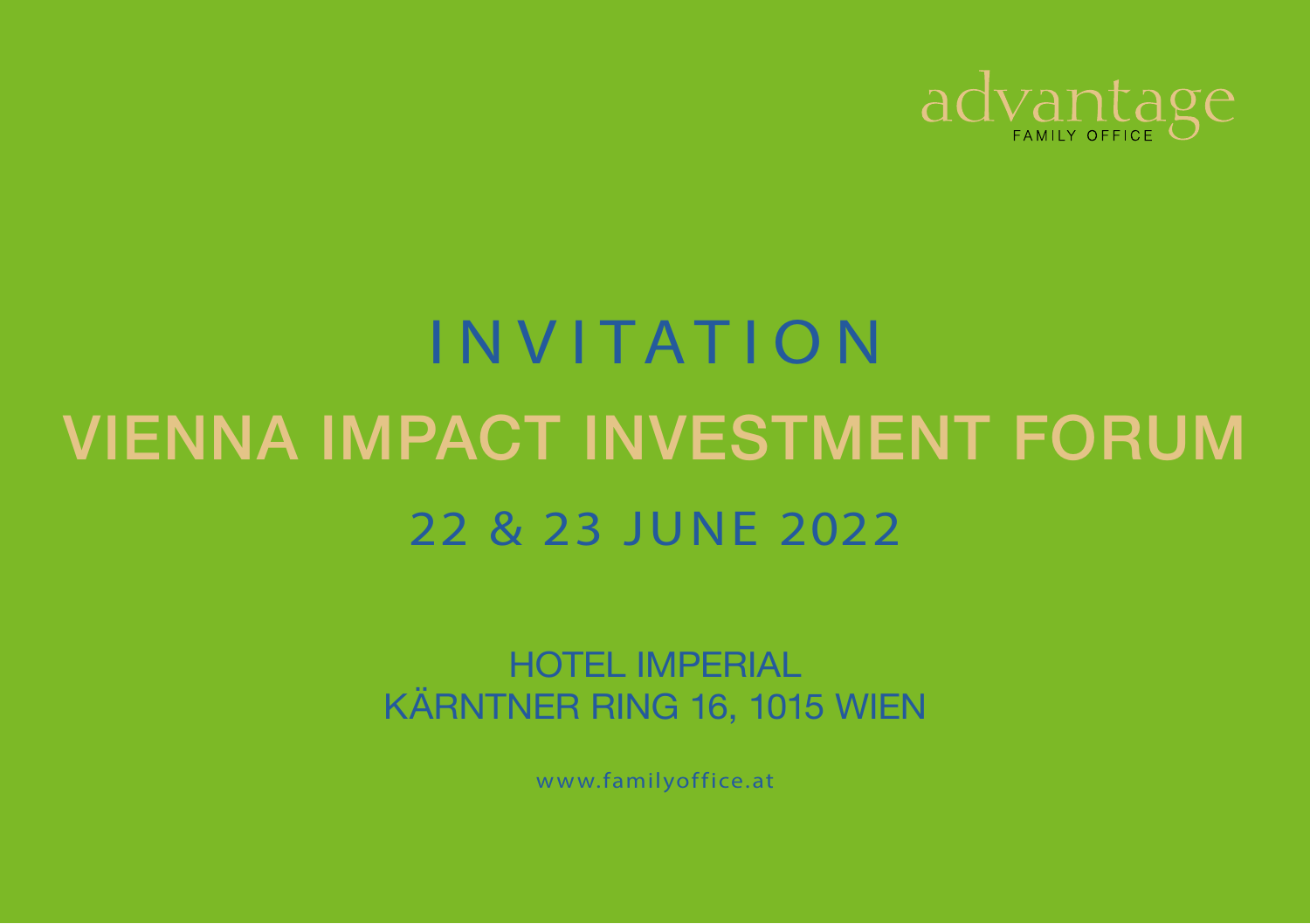advantage
FAMILY OFFICE

# INVITATION

# VIENNA IMPACT INVESTMENT FORUM

## 22 & 23 JUNE 2022

HOTEL IMPERIAL
KÄRNTNER RING 16, 1015 WIEN

www.familyoffice.at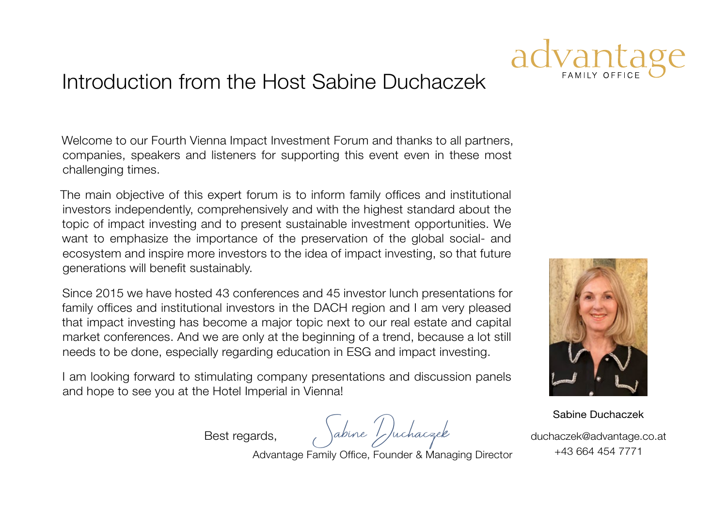# Introduction from the Host Sabine Duchaczek

Welcome to our Fourth Vienna Impact Investment Forum and thanks to all partners, companies, speakers and listeners for supporting this event even in these most challenging times.

The main objective of this expert forum is to inform family offices and institutional investors independently, comprehensively and with the highest standard about the topic of impact investing and to present sustainable investment opportunities. We want to emphasize the importance of the preservation of the global social- and ecosystem and inspire more investors to the idea of impact investing, so that future generations will benefit sustainably.

Since 2015 we have hosted 43 conferences and 45 investor lunch presentations for family offices and institutional investors in the DACH region and I am very pleased that impact investing has become a major topic next to our real estate and capital market conferences. And we are only at the beginning of a trend, because a lot still needs to be done, especially regarding education in ESG and impact investing.

I am looking forward to stimulating company presentations and discussion panels and hope to see you at the Hotel Imperial in Vienna!

Best regards,

Sabine Duchaczek

Advantage Family Office, Founder & Managing Director

Sabine Duchaczek

duchaczek@advantage.co.at

+43 664 454 7771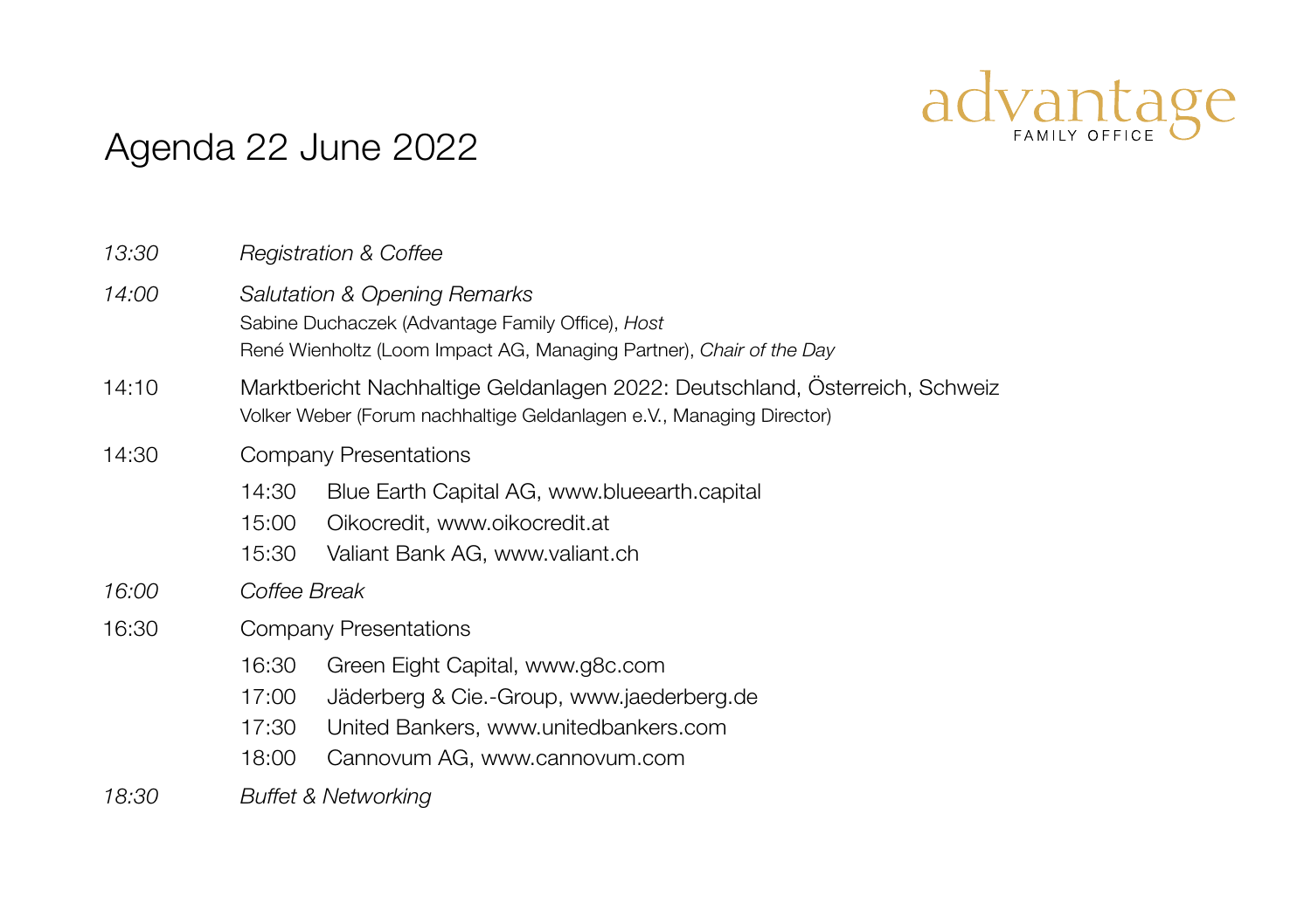advantage
FAMILY OFFICE

# Agenda 22 June 2022

*13:30* *Registration & Coffee*

*14:00* *Salutation & Opening Remarks*
Sabine Duchaczek (Advantage Family Office), *Host*
René Wienholtz (Loom Impact AG, Managing Partner), *Chair of the Day*

14:10 Marktbericht Nachhaltige Geldanlagen 2022: Deutschland, Österreich, Schweiz
Volker Weber (Forum nachhaltige Geldanlagen e.V., Managing Director)

14:30 Company Presentations

- 14:30 Blue Earth Capital AG, www.blueearth.capital
- 15:00 Oikocredit, www.oikocredit.at
- 15:30 Valiant Bank AG, www.valiant.ch

*16:00* *Coffee Break*

16:30 Company Presentations

- 16:30 Green Eight Capital, www.g8c.com
- 17:00 Jäderberg & Cie.-Group, www.jaederberg.de
- 17:30 United Bankers, www.unitedbankers.com
- 18:00 Cannovum AG, www.cannovum.com

*18:30* *Buffet & Networking*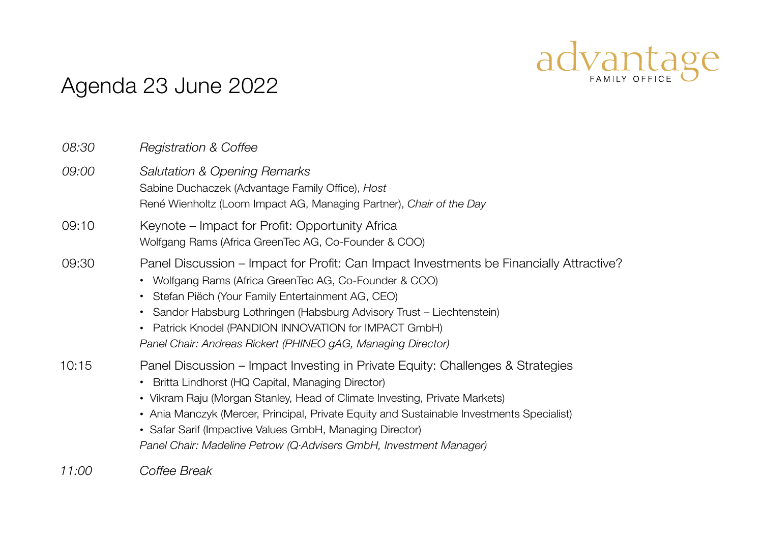# Agenda 23 June 2022

advantage FAMILY OFFICE

*08:30* *Registration & Coffee*

*09:00* *Salutation & Opening Remarks*
Sabine Duchaczek (Advantage Family Office), *Host*
René Wienholtz (Loom Impact AG, Managing Partner), *Chair of the Day*

09:10 Keynote – Impact for Profit: Opportunity Africa
Wolfgang Rams (Africa GreenTec AG, Co-Founder & COO)

09:30 Panel Discussion – Impact for Profit: Can Impact Investments be Financially Attractive?

- Wolfgang Rams (Africa GreenTec AG, Co-Founder & COO)
- Stefan Piëch (Your Family Entertainment AG, CEO)
- Sandor Habsburg Lothringen (Habsburg Advisory Trust – Liechtenstein)
- Patrick Knodel (PANDION INNOVATION for IMPACT GmbH)

*Panel Chair: Andreas Rickert (PHINEO gAG, Managing Director)*

10:15 Panel Discussion – Impact Investing in Private Equity: Challenges & Strategies

- Britta Lindhorst (HQ Capital, Managing Director)
- Vikram Raju (Morgan Stanley, Head of Climate Investing, Private Markets)
- Ania Manczyk (Mercer, Principal, Private Equity and Sustainable Investments Specialist)
- Safar Sarif (Impactive Values GmbH, Managing Director)

*Panel Chair: Madeline Petrow (Q·Advisers GmbH, Investment Manager)*

*11:00* *Coffee Break*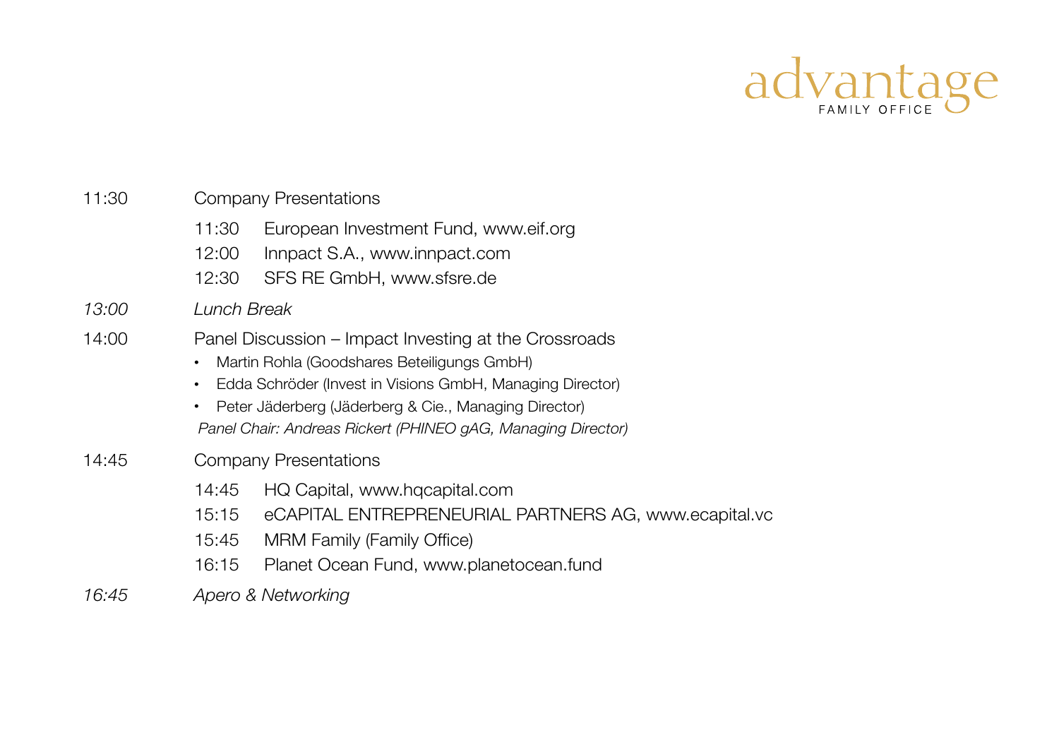advantage
FAMILY OFFICE

11:30 Company Presentations

- 11:30 European Investment Fund, www.eif.org
- 12:00 Innpact S.A., www.innpact.com
- 12:30 SFS RE GmbH, www.sfsre.de

*13:00 Lunch Break*

14:00 Panel Discussion – Impact Investing at the Crossroads

- Martin Rohla (Goodshares Beteiligungs GmbH)
- Edda Schröder (Invest in Visions GmbH, Managing Director)
- Peter Jäderberg (Jäderberg & Cie., Managing Director)

*Panel Chair: Andreas Rickert (PHINEO gAG, Managing Director)*

14:45 Company Presentations

- 14:45 HQ Capital, www.hqcapital.com
- 15:15 eCAPITAL ENTREPRENEURIAL PARTNERS AG, www.ecapital.vc
- 15:45 MRM Family (Family Office)
- 16:15 Planet Ocean Fund, www.planetocean.fund

*16:45 Apero & Networking*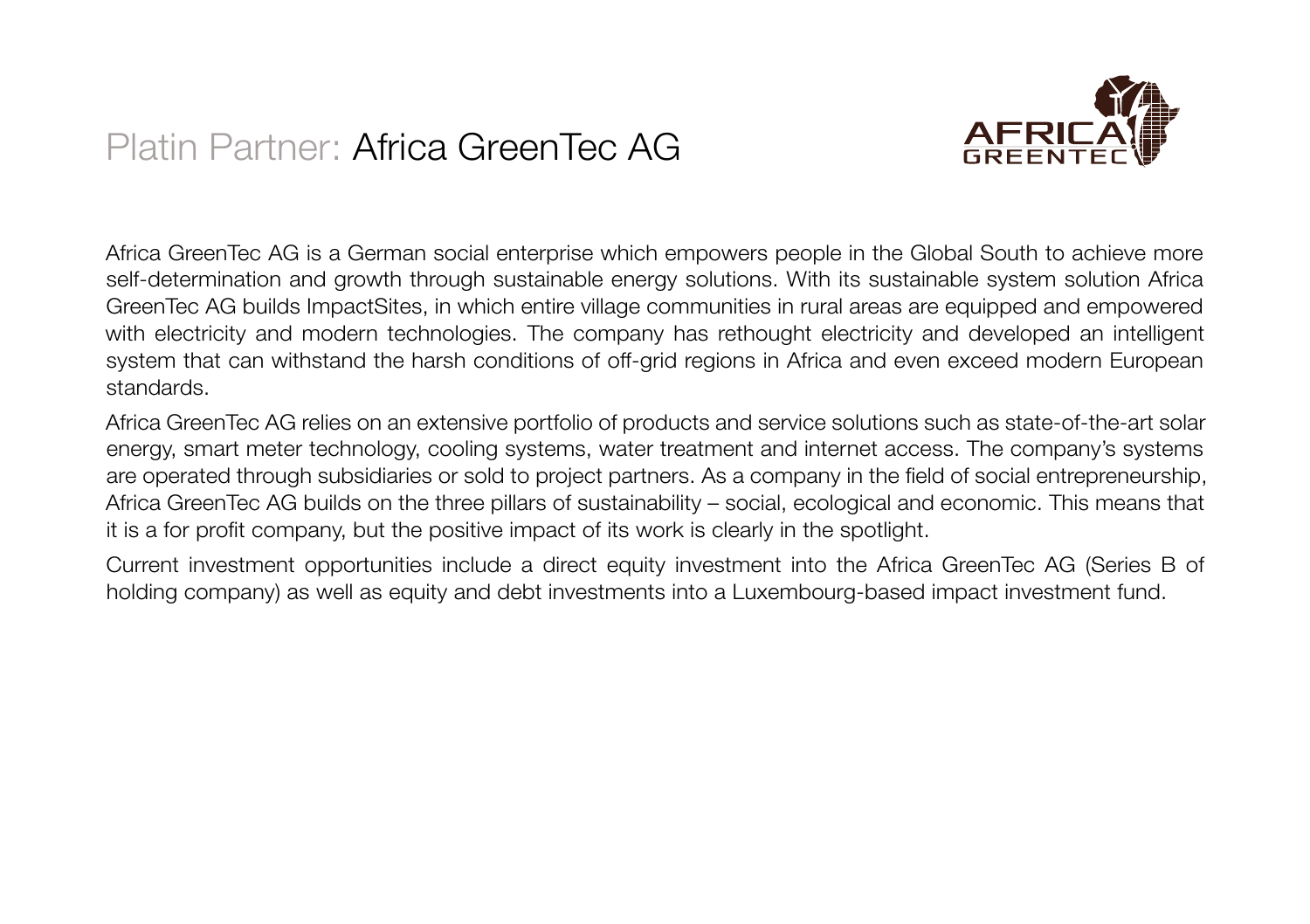# Platin Partner: Africa GreenTec AG

Africa GreenTec AG is a German social enterprise which empowers people in the Global South to achieve more self-determination and growth through sustainable energy solutions. With its sustainable system solution Africa GreenTec AG builds ImpactSites, in which entire village communities in rural areas are equipped and empowered with electricity and modern technologies. The company has rethought electricity and developed an intelligent system that can withstand the harsh conditions of off-grid regions in Africa and even exceed modern European standards.

Africa GreenTec AG relies on an extensive portfolio of products and service solutions such as state-of-the-art solar energy, smart meter technology, cooling systems, water treatment and internet access. The company's systems are operated through subsidiaries or sold to project partners. As a company in the field of social entrepreneurship, Africa GreenTec AG builds on the three pillars of sustainability – social, ecological and economic. This means that it is a for profit company, but the positive impact of its work is clearly in the spotlight.

Current investment opportunities include a direct equity investment into the Africa GreenTec AG (Series B of holding company) as well as equity and debt investments into a Luxembourg-based impact investment fund.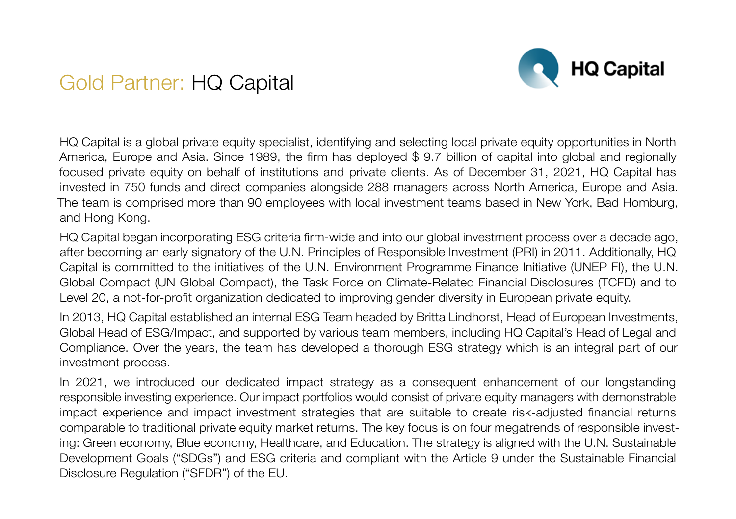# Gold Partner: HQ Capital

HQ Capital is a global private equity specialist, identifying and selecting local private equity opportunities in North America, Europe and Asia. Since 1989, the firm has deployed $ 9.7 billion of capital into global and regionally focused private equity on behalf of institutions and private clients. As of December 31, 2021, HQ Capital has invested in 750 funds and direct companies alongside 288 managers across North America, Europe and Asia. The team is comprised more than 90 employees with local investment teams based in New York, Bad Homburg, and Hong Kong.

HQ Capital began incorporating ESG criteria firm-wide and into our global investment process over a decade ago, after becoming an early signatory of the U.N. Principles of Responsible Investment (PRI) in 2011. Additionally, HQ Capital is committed to the initiatives of the U.N. Environment Programme Finance Initiative (UNEP FI), the U.N. Global Compact (UN Global Compact), the Task Force on Climate-Related Financial Disclosures (TCFD) and to Level 20, a not-for-profit organization dedicated to improving gender diversity in European private equity.

In 2013, HQ Capital established an internal ESG Team headed by Britta Lindhorst, Head of European Investments, Global Head of ESG/Impact, and supported by various team members, including HQ Capital's Head of Legal and Compliance. Over the years, the team has developed a thorough ESG strategy which is an integral part of our investment process.

In 2021, we introduced our dedicated impact strategy as a consequent enhancement of our longstanding responsible investing experience. Our impact portfolios would consist of private equity managers with demonstrable impact experience and impact investment strategies that are suitable to create risk-adjusted financial returns comparable to traditional private equity market returns. The key focus is on four megatrends of responsible investing: Green economy, Blue economy, Healthcare, and Education. The strategy is aligned with the U.N. Sustainable Development Goals ("SDGs") and ESG criteria and compliant with the Article 9 under the Sustainable Financial Disclosure Regulation ("SFDR") of the EU.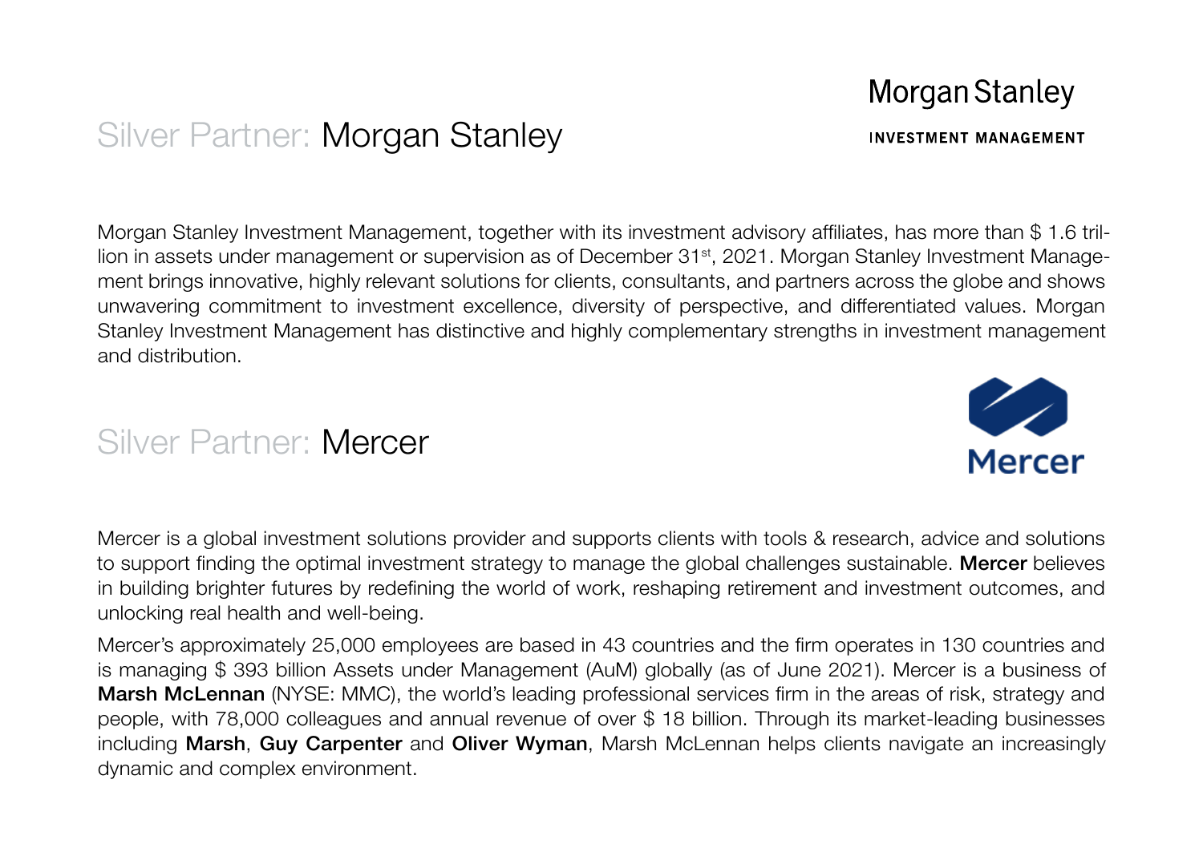## Silver Partner: Morgan Stanley

Morgan Stanley Investment Management, together with its investment advisory affiliates, has more than $ 1.6 trillion in assets under management or supervision as of December 31st, 2021. Morgan Stanley Investment Management brings innovative, highly relevant solutions for clients, consultants, and partners across the globe and shows unwavering commitment to investment excellence, diversity of perspective, and differentiated values. Morgan Stanley Investment Management has distinctive and highly complementary strengths in investment management and distribution.

## Silver Partner: Mercer

Mercer is a global investment solutions provider and supports clients with tools & research, advice and solutions to support finding the optimal investment strategy to manage the global challenges sustainable. **Mercer** believes in building brighter futures by redefining the world of work, reshaping retirement and investment outcomes, and unlocking real health and well-being.

Mercer's approximately 25,000 employees are based in 43 countries and the firm operates in 130 countries and is managing $ 393 billion Assets under Management (AuM) globally (as of June 2021). Mercer is a business of **Marsh McLennan** (NYSE: MMC), the world's leading professional services firm in the areas of risk, strategy and people, with 78,000 colleagues and annual revenue of over $ 18 billion. Through its market-leading businesses including **Marsh**, **Guy Carpenter** and **Oliver Wyman**, Marsh McLennan helps clients navigate an increasingly dynamic and complex environment.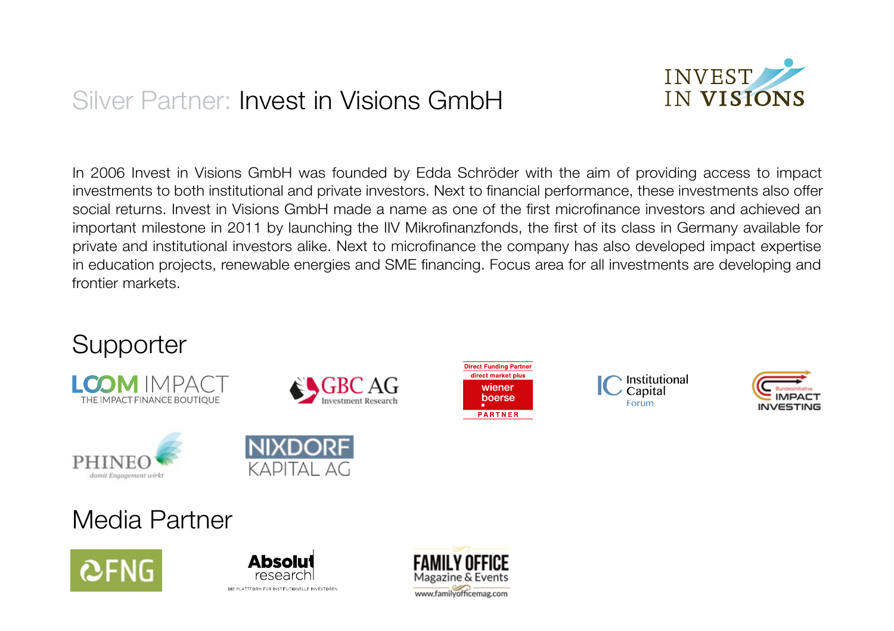## Silver Partner: Invest in Visions GmbH

In 2006 Invest in Visions GmbH was founded by Edda Schröder with the aim of providing access to impact investments to both institutional and private investors. Next to financial performance, these investments also offer social returns. Invest in Visions GmbH made a name as one of the first microfinance investors and achieved an important milestone in 2011 by launching the IIV Mikrofinanzfonds, the first of its class in Germany available for private and institutional investors alike. Next to microfinance the company has also developed impact expertise in education projects, renewable energies and SME financing. Focus area for all investments are developing and frontier markets.

## Supporter

## Media Partner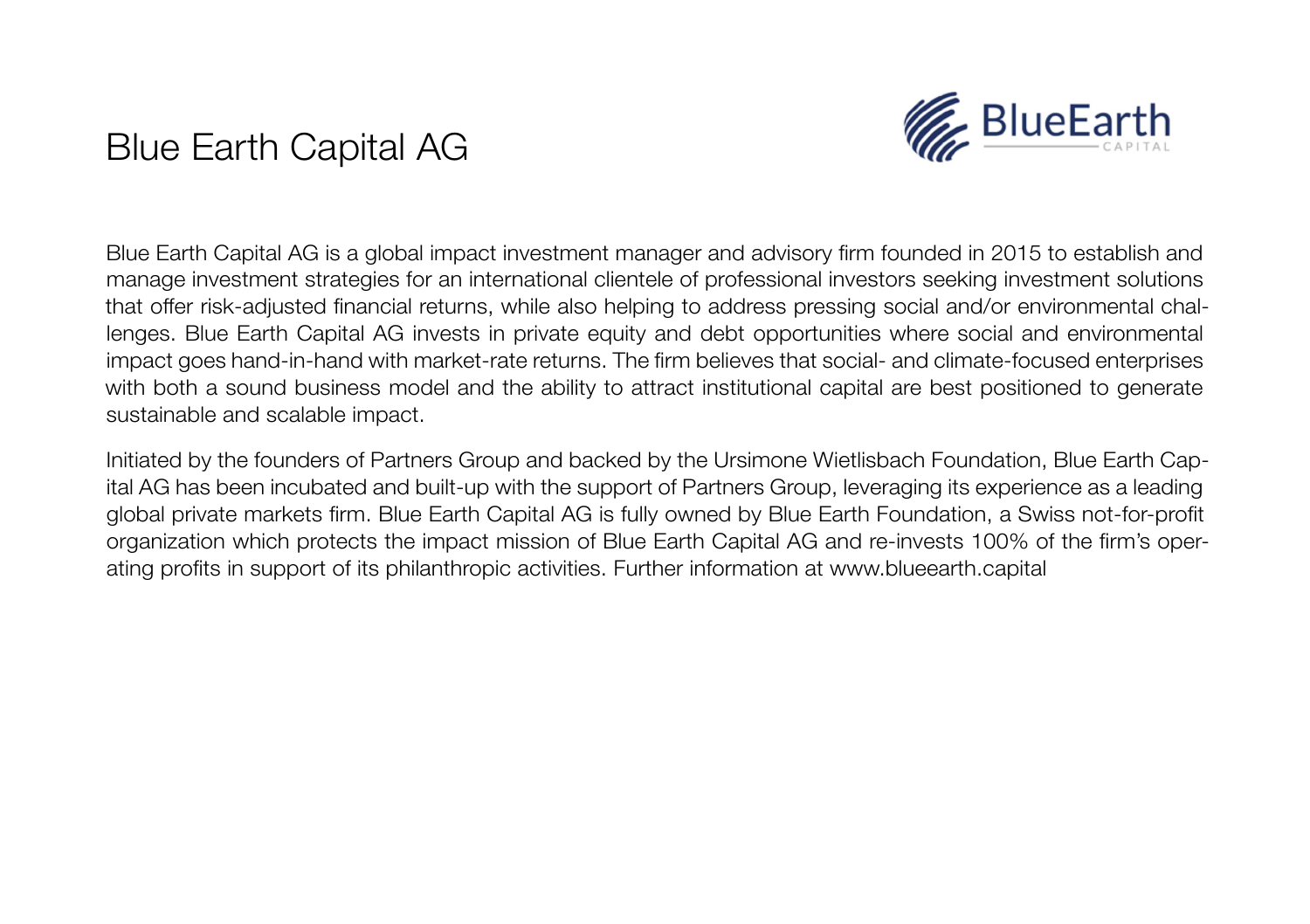# Blue Earth Capital AG

Blue Earth Capital AG is a global impact investment manager and advisory firm founded in 2015 to establish and manage investment strategies for an international clientele of professional investors seeking investment solutions that offer risk-adjusted financial returns, while also helping to address pressing social and/or environmental challenges. Blue Earth Capital AG invests in private equity and debt opportunities where social and environmental impact goes hand-in-hand with market-rate returns. The firm believes that social- and climate-focused enterprises with both a sound business model and the ability to attract institutional capital are best positioned to generate sustainable and scalable impact.

Initiated by the founders of Partners Group and backed by the Ursimone Wietlisbach Foundation, Blue Earth Capital AG has been incubated and built-up with the support of Partners Group, leveraging its experience as a leading global private markets firm. Blue Earth Capital AG is fully owned by Blue Earth Foundation, a Swiss not-for-profit organization which protects the impact mission of Blue Earth Capital AG and re-invests 100% of the firm's operating profits in support of its philanthropic activities. Further information at www.blueearth.capital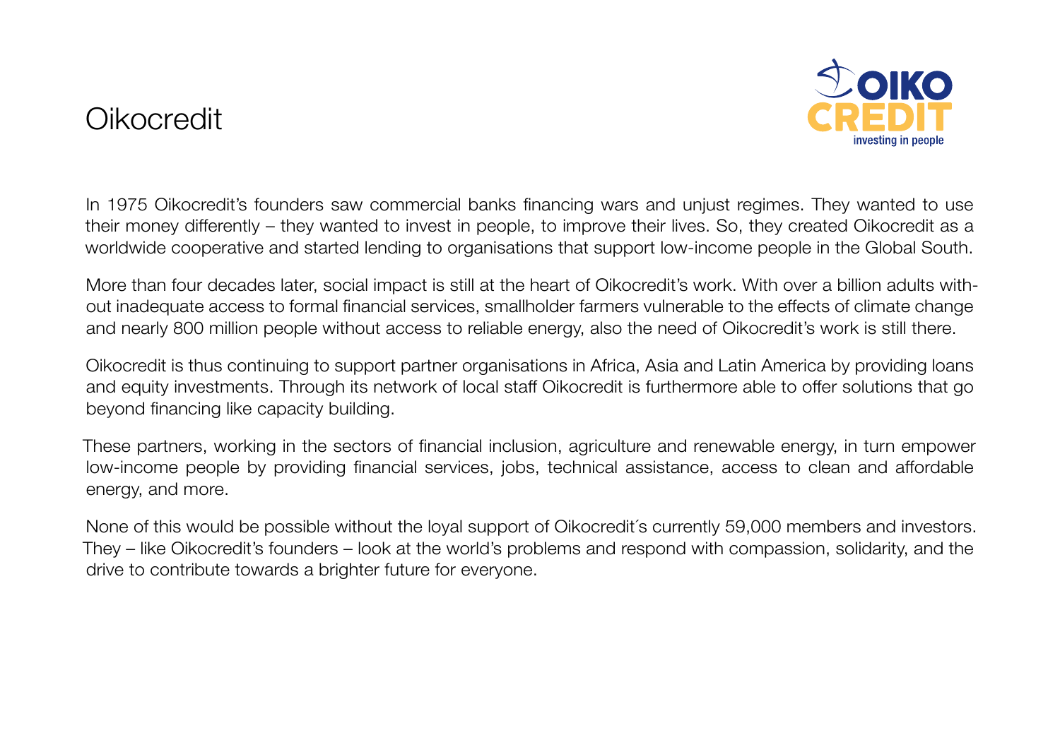# Oikocredit

In 1975 Oikocredit's founders saw commercial banks financing wars and unjust regimes. They wanted to use their money differently – they wanted to invest in people, to improve their lives. So, they created Oikocredit as a worldwide cooperative and started lending to organisations that support low-income people in the Global South.

More than four decades later, social impact is still at the heart of Oikocredit's work. With over a billion adults without inadequate access to formal financial services, smallholder farmers vulnerable to the effects of climate change and nearly 800 million people without access to reliable energy, also the need of Oikocredit's work is still there.

Oikocredit is thus continuing to support partner organisations in Africa, Asia and Latin America by providing loans and equity investments. Through its network of local staff Oikocredit is furthermore able to offer solutions that go beyond financing like capacity building.

These partners, working in the sectors of financial inclusion, agriculture and renewable energy, in turn empower low-income people by providing financial services, jobs, technical assistance, access to clean and affordable energy, and more.

None of this would be possible without the loyal support of Oikocredit´s currently 59,000 members and investors. They – like Oikocredit's founders – look at the world's problems and respond with compassion, solidarity, and the drive to contribute towards a brighter future for everyone.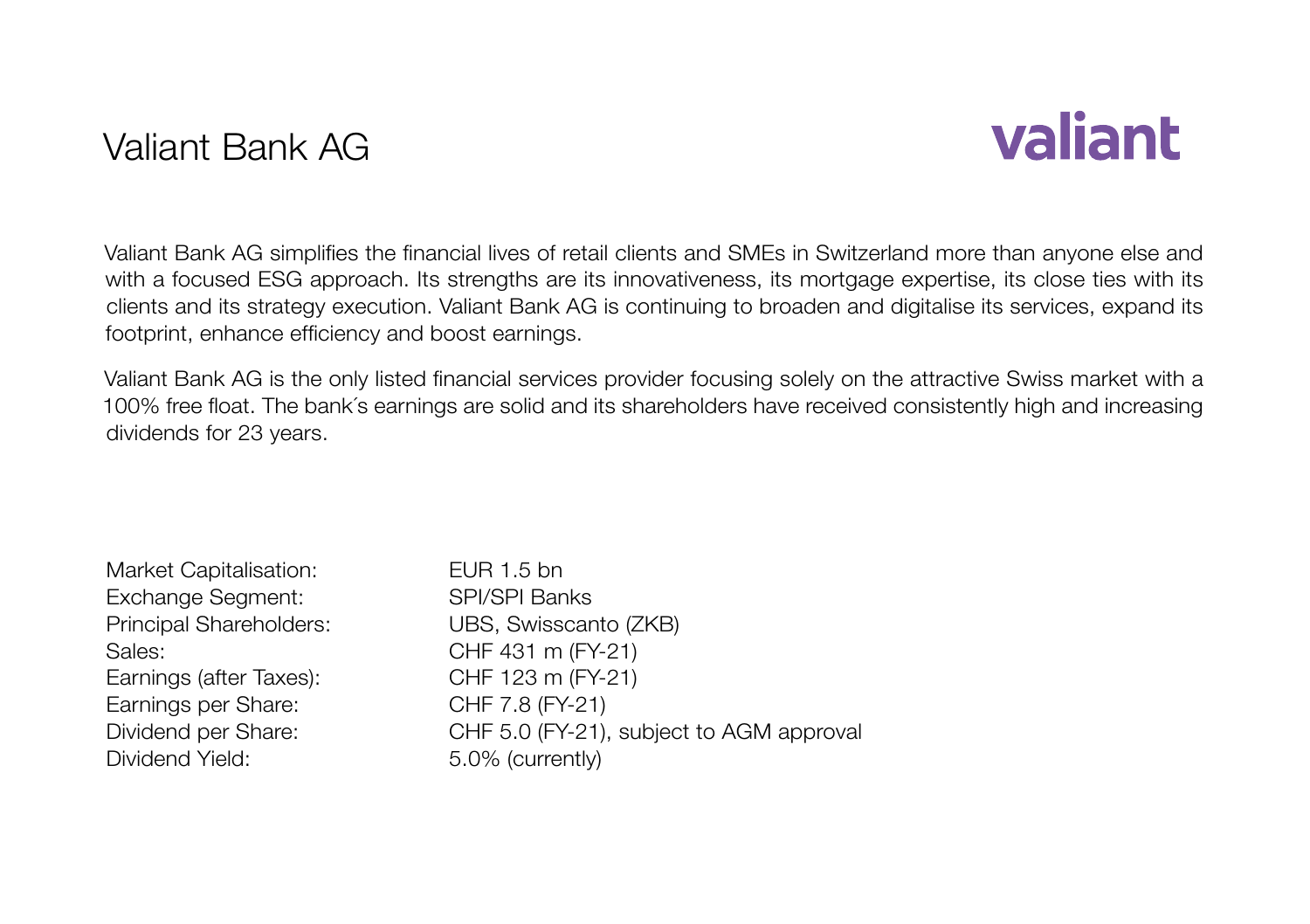# Valiant Bank AG

valiant

Valiant Bank AG simplifies the financial lives of retail clients and SMEs in Switzerland more than anyone else and with a focused ESG approach. Its strengths are its innovativeness, its mortgage expertise, its close ties with its clients and its strategy execution. Valiant Bank AG is continuing to broaden and digitalise its services, expand its footprint, enhance efficiency and boost earnings.

Valiant Bank AG is the only listed financial services provider focusing solely on the attractive Swiss market with a 100% free float. The bank´s earnings are solid and its shareholders have received consistently high and increasing dividends for 23 years.

| | |
|---|---|
| Market Capitalisation: | EUR 1.5 bn |
| Exchange Segment: | SPI/SPI Banks |
| Principal Shareholders: | UBS, Swisscanto (ZKB) |
| Sales: | CHF 431 m (FY-21) |
| Earnings (after Taxes): | CHF 123 m (FY-21) |
| Earnings per Share: | CHF 7.8 (FY-21) |
| Dividend per Share: | CHF 5.0 (FY-21), subject to AGM approval |
| Dividend Yield: | 5.0% (currently) |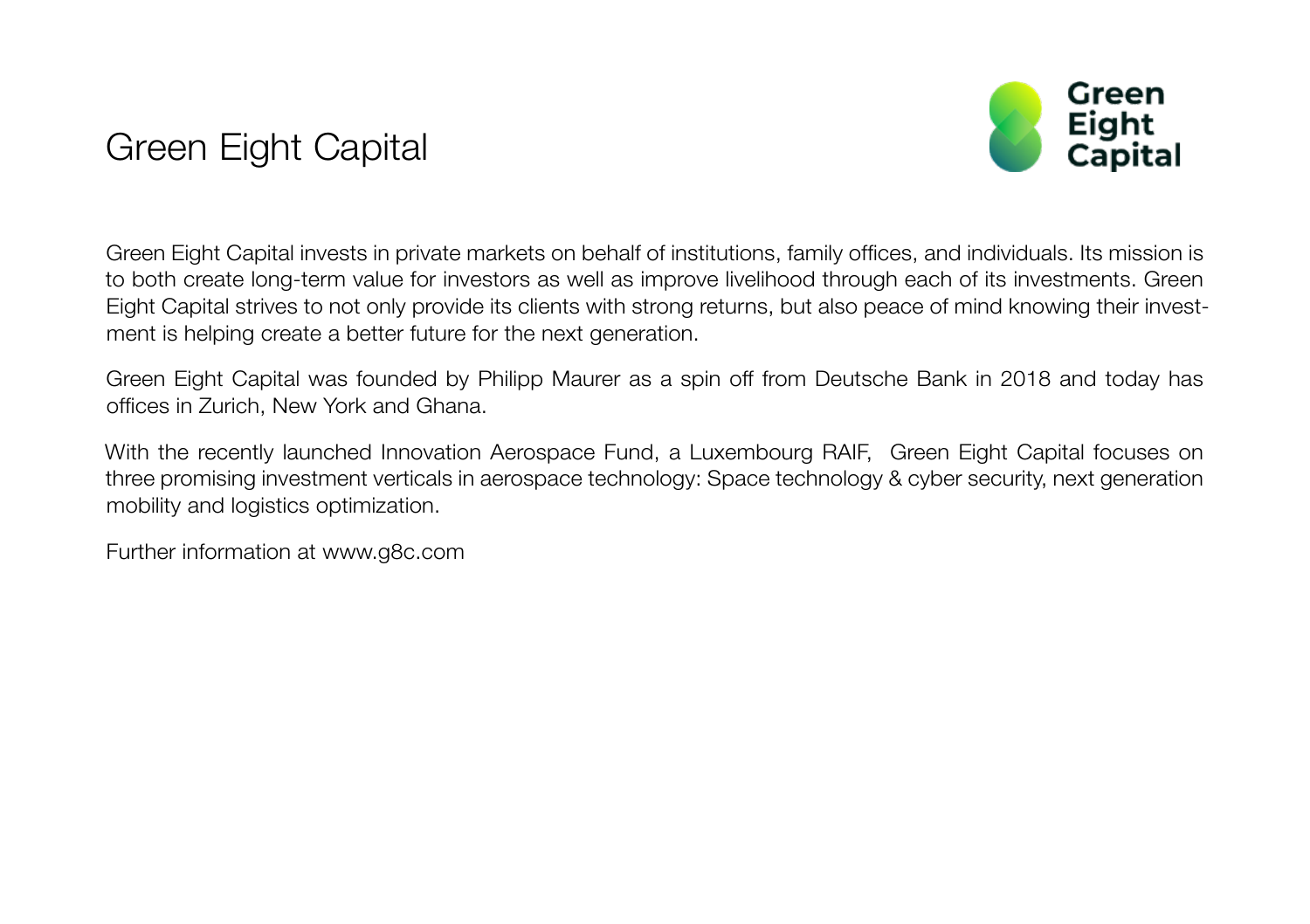# Green Eight Capital

Green Eight Capital invests in private markets on behalf of institutions, family offices, and individuals. Its mission is to both create long-term value for investors as well as improve livelihood through each of its investments. Green Eight Capital strives to not only provide its clients with strong returns, but also peace of mind knowing their investment is helping create a better future for the next generation.

Green Eight Capital was founded by Philipp Maurer as a spin off from Deutsche Bank in 2018 and today has offices in Zurich, New York and Ghana.

With the recently launched Innovation Aerospace Fund, a Luxembourg RAIF, Green Eight Capital focuses on three promising investment verticals in aerospace technology: Space technology & cyber security, next generation mobility and logistics optimization.

Further information at www.g8c.com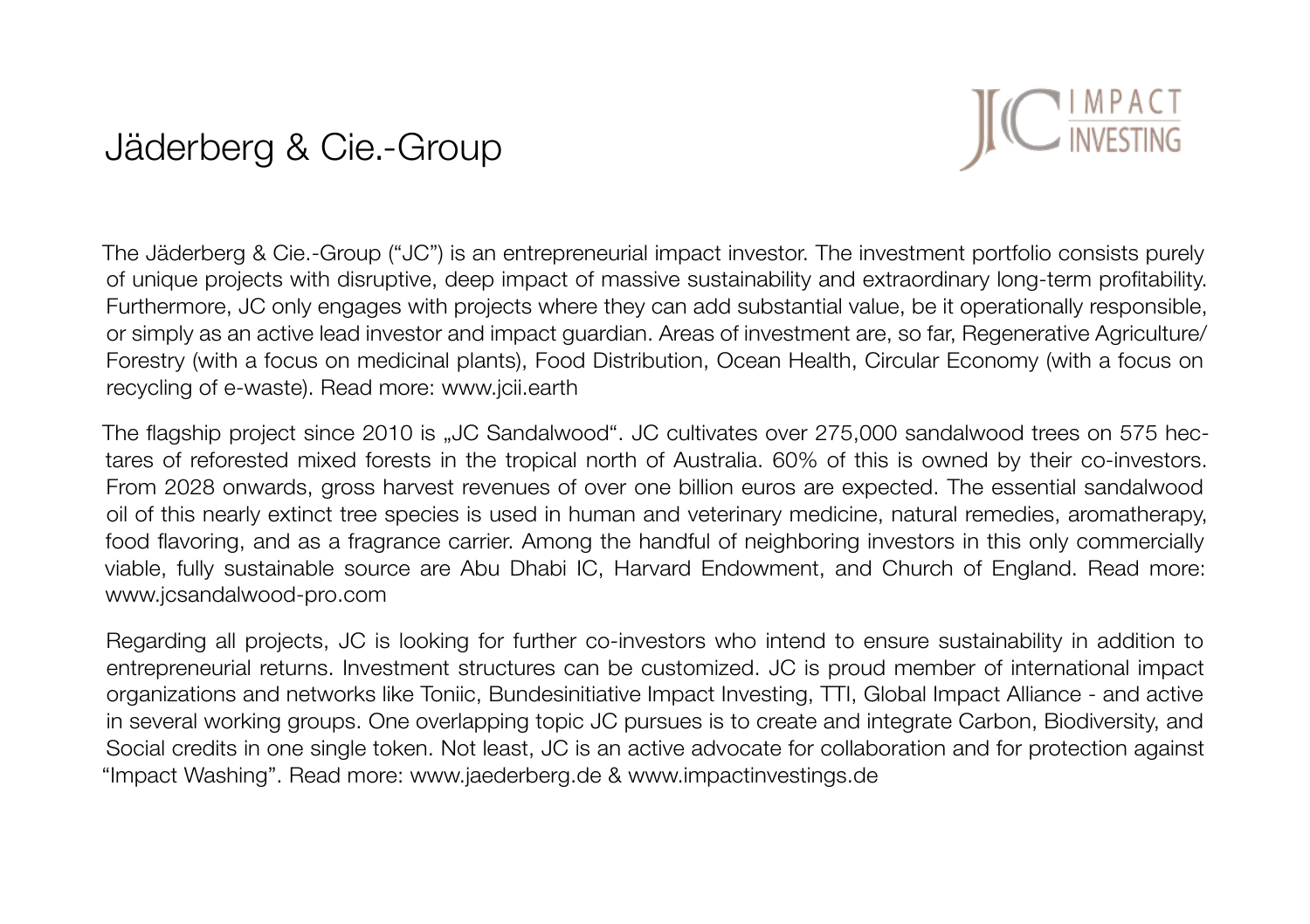# Jäderberg & Cie.-Group

JC IMPACT INVESTING

The Jäderberg & Cie.-Group ("JC") is an entrepreneurial impact investor. The investment portfolio consists purely of unique projects with disruptive, deep impact of massive sustainability and extraordinary long-term profitability. Furthermore, JC only engages with projects where they can add substantial value, be it operationally responsible, or simply as an active lead investor and impact guardian. Areas of investment are, so far, Regenerative Agriculture/ Forestry (with a focus on medicinal plants), Food Distribution, Ocean Health, Circular Economy (with a focus on recycling of e-waste). Read more: www.jcii.earth

The flagship project since 2010 is „JC Sandalwood". JC cultivates over 275,000 sandalwood trees on 575 hectares of reforested mixed forests in the tropical north of Australia. 60% of this is owned by their co-investors. From 2028 onwards, gross harvest revenues of over one billion euros are expected. The essential sandalwood oil of this nearly extinct tree species is used in human and veterinary medicine, natural remedies, aromatherapy, food flavoring, and as a fragrance carrier. Among the handful of neighboring investors in this only commercially viable, fully sustainable source are Abu Dhabi IC, Harvard Endowment, and Church of England. Read more: www.jcsandalwood-pro.com

Regarding all projects, JC is looking for further co-investors who intend to ensure sustainability in addition to entrepreneurial returns. Investment structures can be customized. JC is proud member of international impact organizations and networks like Toniic, Bundesinitiative Impact Investing, TTI, Global Impact Alliance - and active in several working groups. One overlapping topic JC pursues is to create and integrate Carbon, Biodiversity, and Social credits in one single token. Not least, JC is an active advocate for collaboration and for protection against "Impact Washing". Read more: www.jaederberg.de & www.impactinvestings.de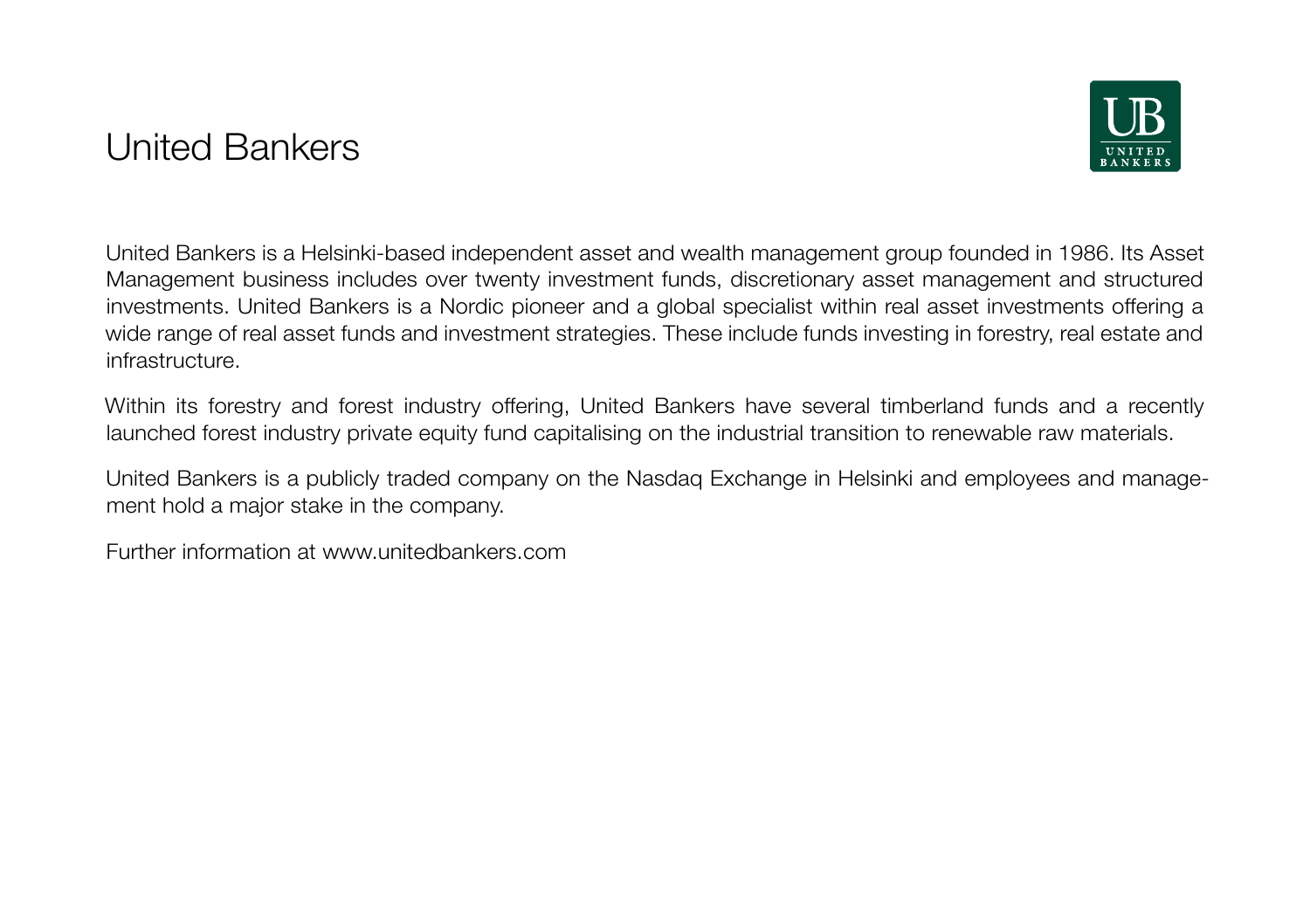# United Bankers

United Bankers is a Helsinki-based independent asset and wealth management group founded in 1986. Its Asset Management business includes over twenty investment funds, discretionary asset management and structured investments. United Bankers is a Nordic pioneer and a global specialist within real asset investments offering a wide range of real asset funds and investment strategies. These include funds investing in forestry, real estate and infrastructure.

Within its forestry and forest industry offering, United Bankers have several timberland funds and a recently launched forest industry private equity fund capitalising on the industrial transition to renewable raw materials.

United Bankers is a publicly traded company on the Nasdaq Exchange in Helsinki and employees and management hold a major stake in the company.

Further information at www.unitedbankers.com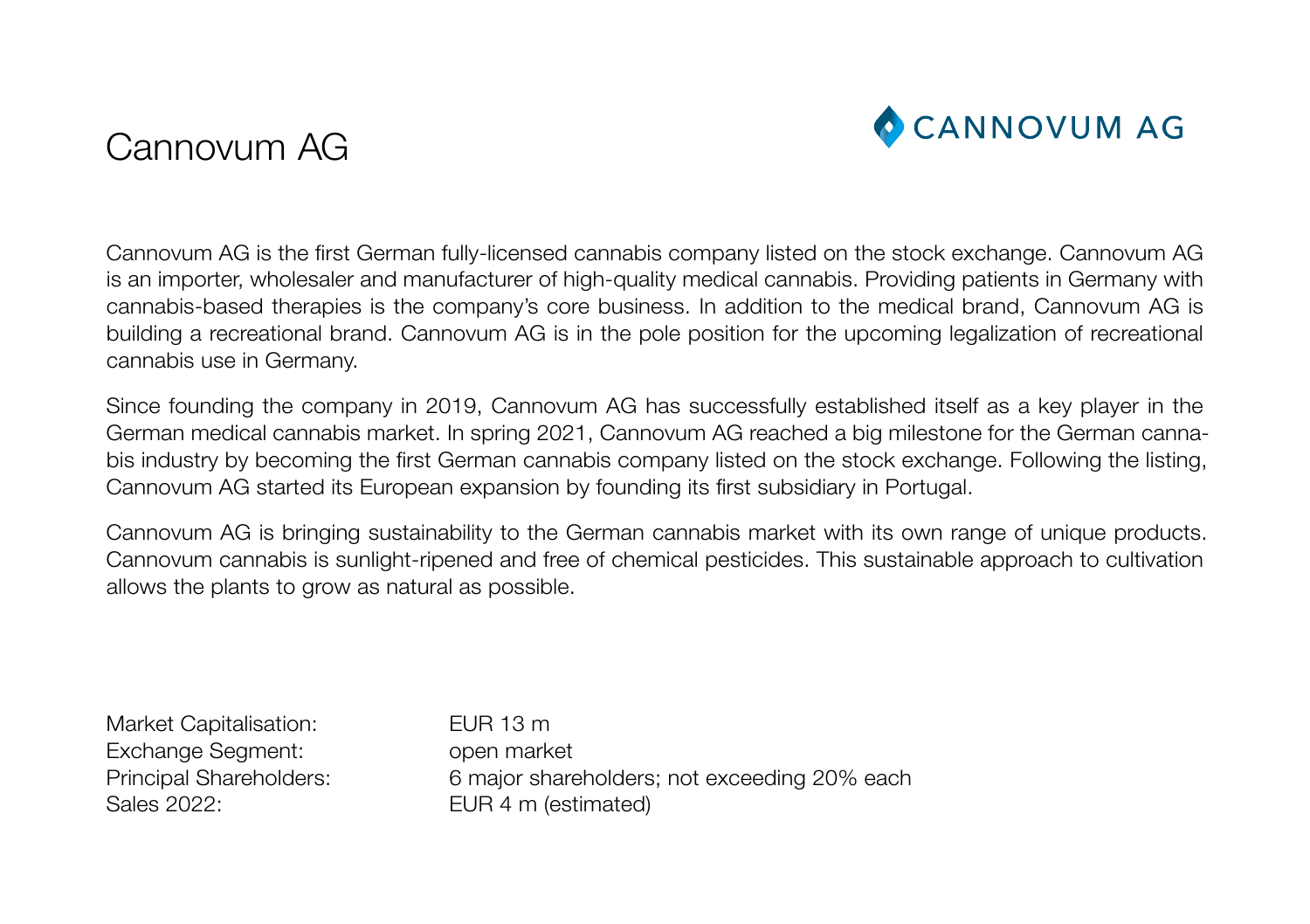# Cannovum AG

Cannovum AG is the first German fully-licensed cannabis company listed on the stock exchange. Cannovum AG is an importer, wholesaler and manufacturer of high-quality medical cannabis. Providing patients in Germany with cannabis-based therapies is the company's core business. In addition to the medical brand, Cannovum AG is building a recreational brand. Cannovum AG is in the pole position for the upcoming legalization of recreational cannabis use in Germany.

Since founding the company in 2019, Cannovum AG has successfully established itself as a key player in the German medical cannabis market. In spring 2021, Cannovum AG reached a big milestone for the German cannabis industry by becoming the first German cannabis company listed on the stock exchange. Following the listing, Cannovum AG started its European expansion by founding its first subsidiary in Portugal.

Cannovum AG is bringing sustainability to the German cannabis market with its own range of unique products. Cannovum cannabis is sunlight-ripened and free of chemical pesticides. This sustainable approach to cultivation allows the plants to grow as natural as possible.

| | |
|---|---|
| Market Capitalisation: | EUR 13 m |
| Exchange Segment: | open market |
| Principal Shareholders: | 6 major shareholders; not exceeding 20% each |
| Sales 2022: | EUR 4 m (estimated) |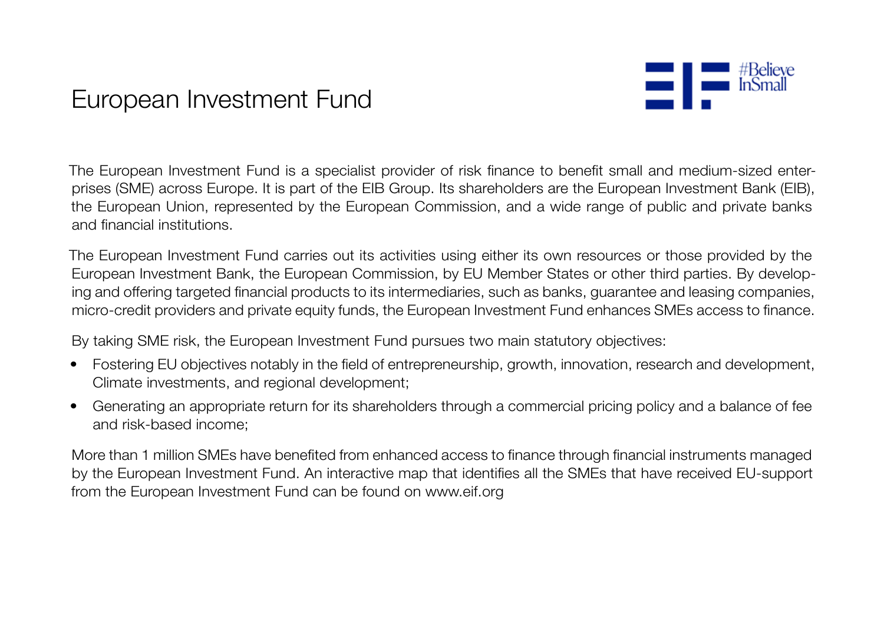# European Investment Fund

The European Investment Fund is a specialist provider of risk finance to benefit small and medium-sized enterprises (SME) across Europe. It is part of the EIB Group. Its shareholders are the European Investment Bank (EIB), the European Union, represented by the European Commission, and a wide range of public and private banks and financial institutions.

The European Investment Fund carries out its activities using either its own resources or those provided by the European Investment Bank, the European Commission, by EU Member States or other third parties. By developing and offering targeted financial products to its intermediaries, such as banks, guarantee and leasing companies, micro-credit providers and private equity funds, the European Investment Fund enhances SMEs access to finance.

By taking SME risk, the European Investment Fund pursues two main statutory objectives:

- Fostering EU objectives notably in the field of entrepreneurship, growth, innovation, research and development, Climate investments, and regional development;
- Generating an appropriate return for its shareholders through a commercial pricing policy and a balance of fee and risk-based income;

More than 1 million SMEs have benefited from enhanced access to finance through financial instruments managed by the European Investment Fund. An interactive map that identifies all the SMEs that have received EU-support from the European Investment Fund can be found on www.eif.org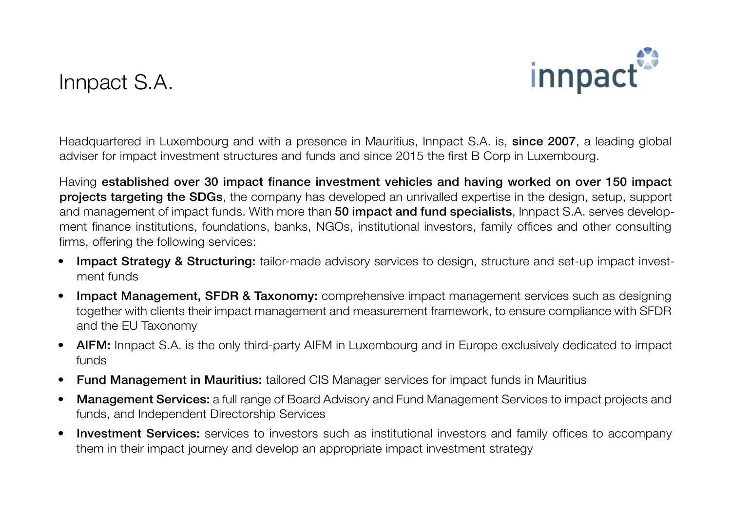# Innpact S.A.

Headquartered in Luxembourg and with a presence in Mauritius, Innpact S.A. is, **since 2007**, a leading global adviser for impact investment structures and funds and since 2015 the first B Corp in Luxembourg.

Having **established over 30 impact finance investment vehicles and having worked on over 150 impact projects targeting the SDGs**, the company has developed an unrivalled expertise in the design, setup, support and management of impact funds. With more than **50 impact and fund specialists**, Innpact S.A. serves development finance institutions, foundations, banks, NGOs, institutional investors, family offices and other consulting firms, offering the following services:

- **Impact Strategy & Structuring:** tailor-made advisory services to design, structure and set-up impact investment funds
- **Impact Management, SFDR & Taxonomy:** comprehensive impact management services such as designing together with clients their impact management and measurement framework, to ensure compliance with SFDR and the EU Taxonomy
- **AIFM:** Innpact S.A. is the only third-party AIFM in Luxembourg and in Europe exclusively dedicated to impact funds
- **Fund Management in Mauritius:** tailored CIS Manager services for impact funds in Mauritius
- **Management Services:** a full range of Board Advisory and Fund Management Services to impact projects and funds, and Independent Directorship Services
- **Investment Services:** services to investors such as institutional investors and family offices to accompany them in their impact journey and develop an appropriate impact investment strategy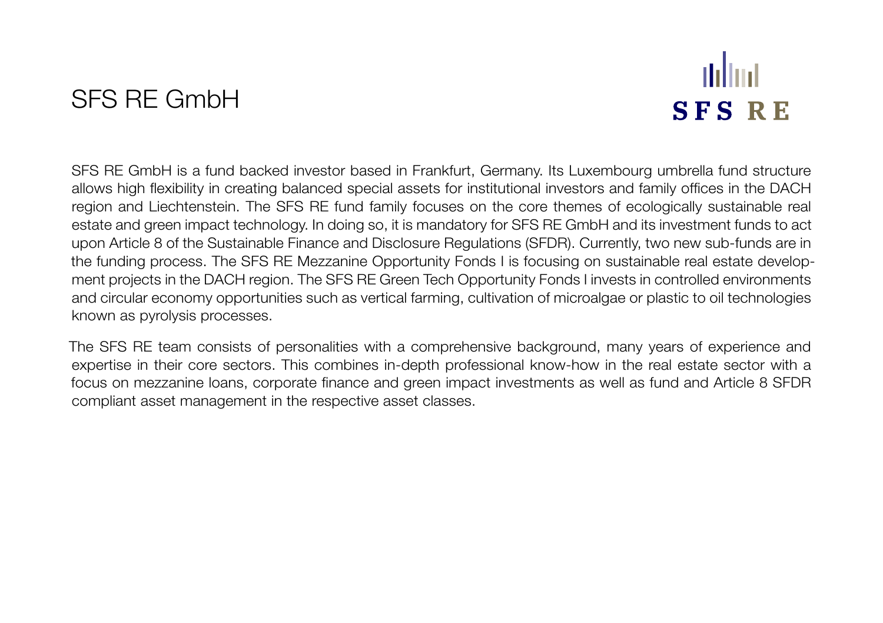# SFS RE GmbH

SFS RE

SFS RE GmbH is a fund backed investor based in Frankfurt, Germany. Its Luxembourg umbrella fund structure allows high flexibility in creating balanced special assets for institutional investors and family offices in the DACH region and Liechtenstein. The SFS RE fund family focuses on the core themes of ecologically sustainable real estate and green impact technology. In doing so, it is mandatory for SFS RE GmbH and its investment funds to act upon Article 8 of the Sustainable Finance and Disclosure Regulations (SFDR). Currently, two new sub-funds are in the funding process. The SFS RE Mezzanine Opportunity Fonds I is focusing on sustainable real estate development projects in the DACH region. The SFS RE Green Tech Opportunity Fonds I invests in controlled environments and circular economy opportunities such as vertical farming, cultivation of microalgae or plastic to oil technologies known as pyrolysis processes.

The SFS RE team consists of personalities with a comprehensive background, many years of experience and expertise in their core sectors. This combines in-depth professional know-how in the real estate sector with a focus on mezzanine loans, corporate finance and green impact investments as well as fund and Article 8 SFDR compliant asset management in the respective asset classes.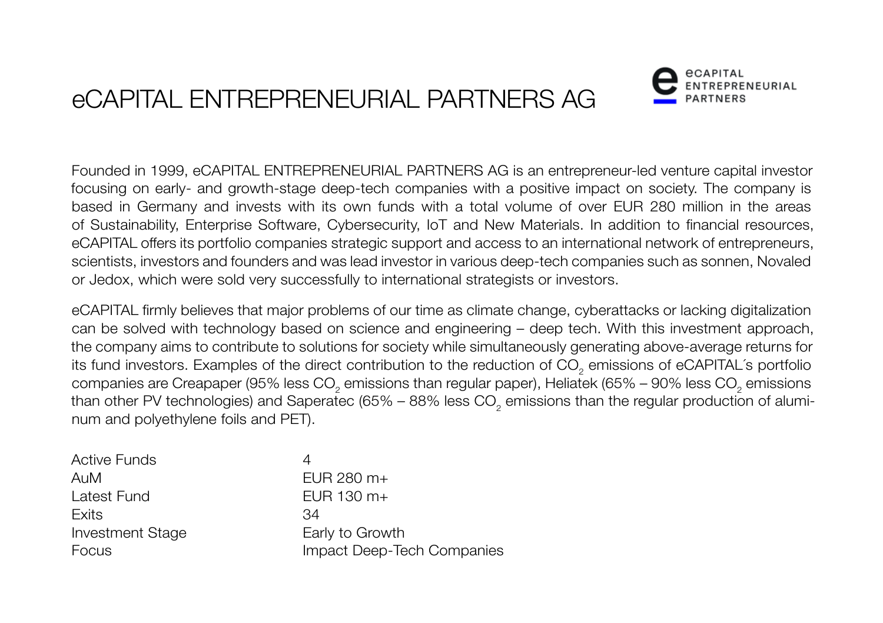# eCAPITAL ENTREPRENEURIAL PARTNERS AG

Founded in 1999, eCAPITAL ENTREPRENEURIAL PARTNERS AG is an entrepreneur-led venture capital investor focusing on early- and growth-stage deep-tech companies with a positive impact on society. The company is based in Germany and invests with its own funds with a total volume of over EUR 280 million in the areas of Sustainability, Enterprise Software, Cybersecurity, IoT and New Materials. In addition to financial resources, eCAPITAL offers its portfolio companies strategic support and access to an international network of entrepreneurs, scientists, investors and founders and was lead investor in various deep-tech companies such as sonnen, Novaled or Jedox, which were sold very successfully to international strategists or investors.

eCAPITAL firmly believes that major problems of our time as climate change, cyberattacks or lacking digitalization can be solved with technology based on science and engineering – deep tech. With this investment approach, the company aims to contribute to solutions for society while simultaneously generating above-average returns for its fund investors. Examples of the direct contribution to the reduction of $CO_2$ emissions of eCAPITAL´s portfolio companies are Creapaper (95% less $CO_2$ emissions than regular paper), Heliatek (65% – 90% less $CO_2$ emissions than other PV technologies) and Saperatec (65% – 88% less $CO_2$ emissions than the regular production of aluminum and polyethylene foils and PET).

| | |
|---|---|
| Active Funds | 4 |
| AuM | EUR 280 m+ |
| Latest Fund | EUR 130 m+ |
| Exits | 34 |
| Investment Stage | Early to Growth |
| Focus | Impact Deep-Tech Companies |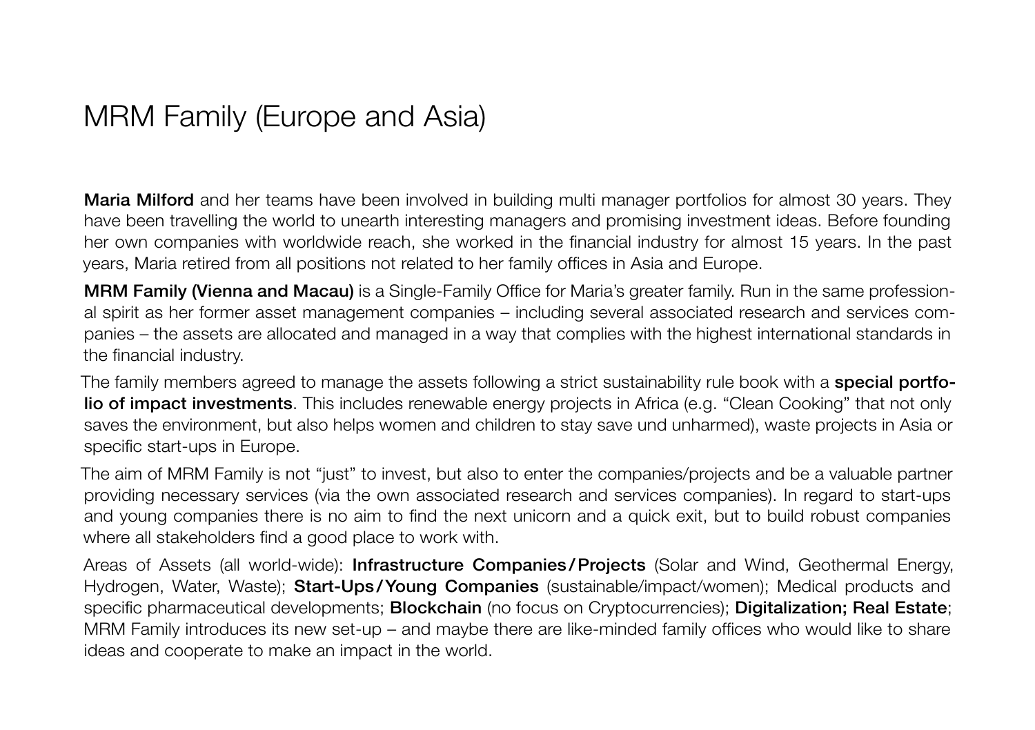# MRM Family (Europe and Asia)

**Maria Milford** and her teams have been involved in building multi manager portfolios for almost 30 years. They have been travelling the world to unearth interesting managers and promising investment ideas. Before founding her own companies with worldwide reach, she worked in the financial industry for almost 15 years. In the past years, Maria retired from all positions not related to her family offices in Asia and Europe.

**MRM Family (Vienna and Macau)** is a Single-Family Office for Maria's greater family. Run in the same professional spirit as her former asset management companies – including several associated research and services companies – the assets are allocated and managed in a way that complies with the highest international standards in the financial industry.

The family members agreed to manage the assets following a strict sustainability rule book with a **special portfolio of impact investments**. This includes renewable energy projects in Africa (e.g. "Clean Cooking" that not only saves the environment, but also helps women and children to stay save und unharmed), waste projects in Asia or specific start-ups in Europe.

The aim of MRM Family is not "just" to invest, but also to enter the companies/projects and be a valuable partner providing necessary services (via the own associated research and services companies). In regard to start-ups and young companies there is no aim to find the next unicorn and a quick exit, but to build robust companies where all stakeholders find a good place to work with.

Areas of Assets (all world-wide): **Infrastructure Companies/Projects** (Solar and Wind, Geothermal Energy, Hydrogen, Water, Waste); **Start-Ups/Young Companies** (sustainable/impact/women); Medical products and specific pharmaceutical developments; **Blockchain** (no focus on Cryptocurrencies); **Digitalization; Real Estate**; MRM Family introduces its new set-up – and maybe there are like-minded family offices who would like to share ideas and cooperate to make an impact in the world.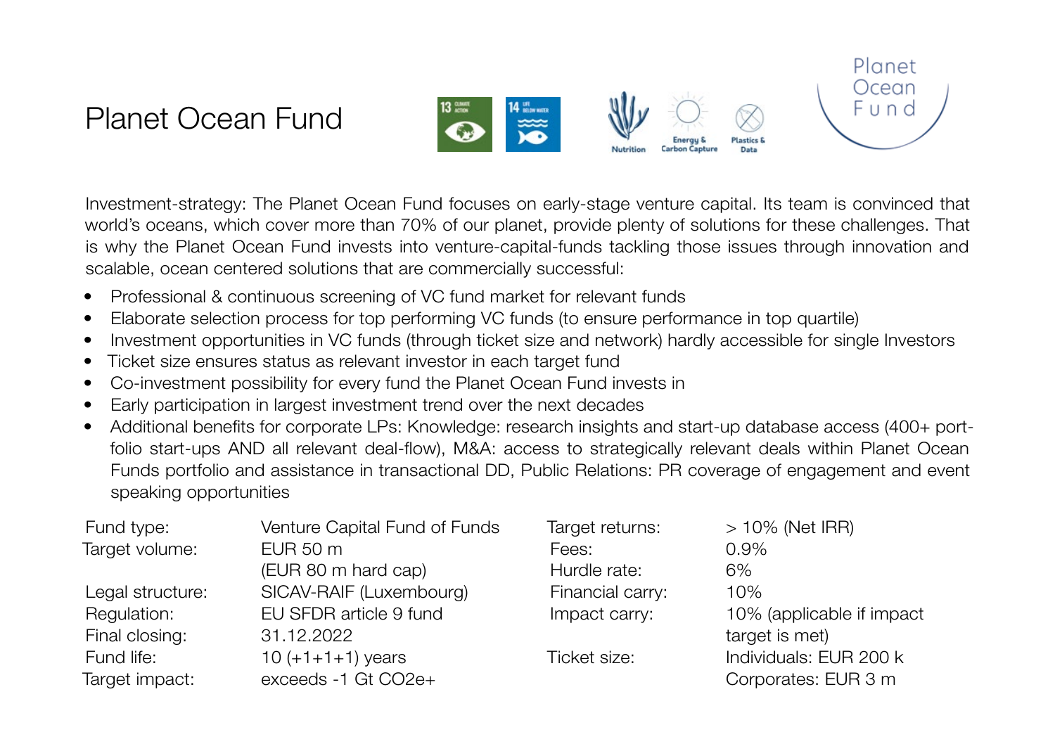# Planet Ocean Fund

Investment-strategy: The Planet Ocean Fund focuses on early-stage venture capital. Its team is convinced that world's oceans, which cover more than 70% of our planet, provide plenty of solutions for these challenges. That is why the Planet Ocean Fund invests into venture-capital-funds tackling those issues through innovation and scalable, ocean centered solutions that are commercially successful:

- Professional & continuous screening of VC fund market for relevant funds
- Elaborate selection process for top performing VC funds (to ensure performance in top quartile)
- Investment opportunities in VC funds (through ticket size and network) hardly accessible for single Investors
- Ticket size ensures status as relevant investor in each target fund
- Co-investment possibility for every fund the Planet Ocean Fund invests in
- Early participation in largest investment trend over the next decades
- Additional benefits for corporate LPs: Knowledge: research insights and start-up database access (400+ portfolio start-ups AND all relevant deal-flow), M&A: access to strategically relevant deals within Planet Ocean Funds portfolio and assistance in transactional DD, Public Relations: PR coverage of engagement and event speaking opportunities

| | | | |
|---|---|---|---|
| Fund type: | Venture Capital Fund of Funds | Target returns: | > 10% (Net IRR) |
| Target volume: | EUR 50 m (EUR 80 m hard cap) | Fees: | 0.9% |
| | | Hurdle rate: | 6% |
| Legal structure: | SICAV-RAIF (Luxembourg) | Financial carry: | 10% |
| Regulation: | EU SFDR article 9 fund | Impact carry: | 10% (applicable if impact target is met) |
| Final closing: | 31.12.2022 | | |
| Fund life: | 10 (+1+1+1) years | Ticket size: | Individuals: EUR 200 k |
| Target impact: | exceeds -1 Gt $CO_2e$+ | | Corporates: EUR 3 m |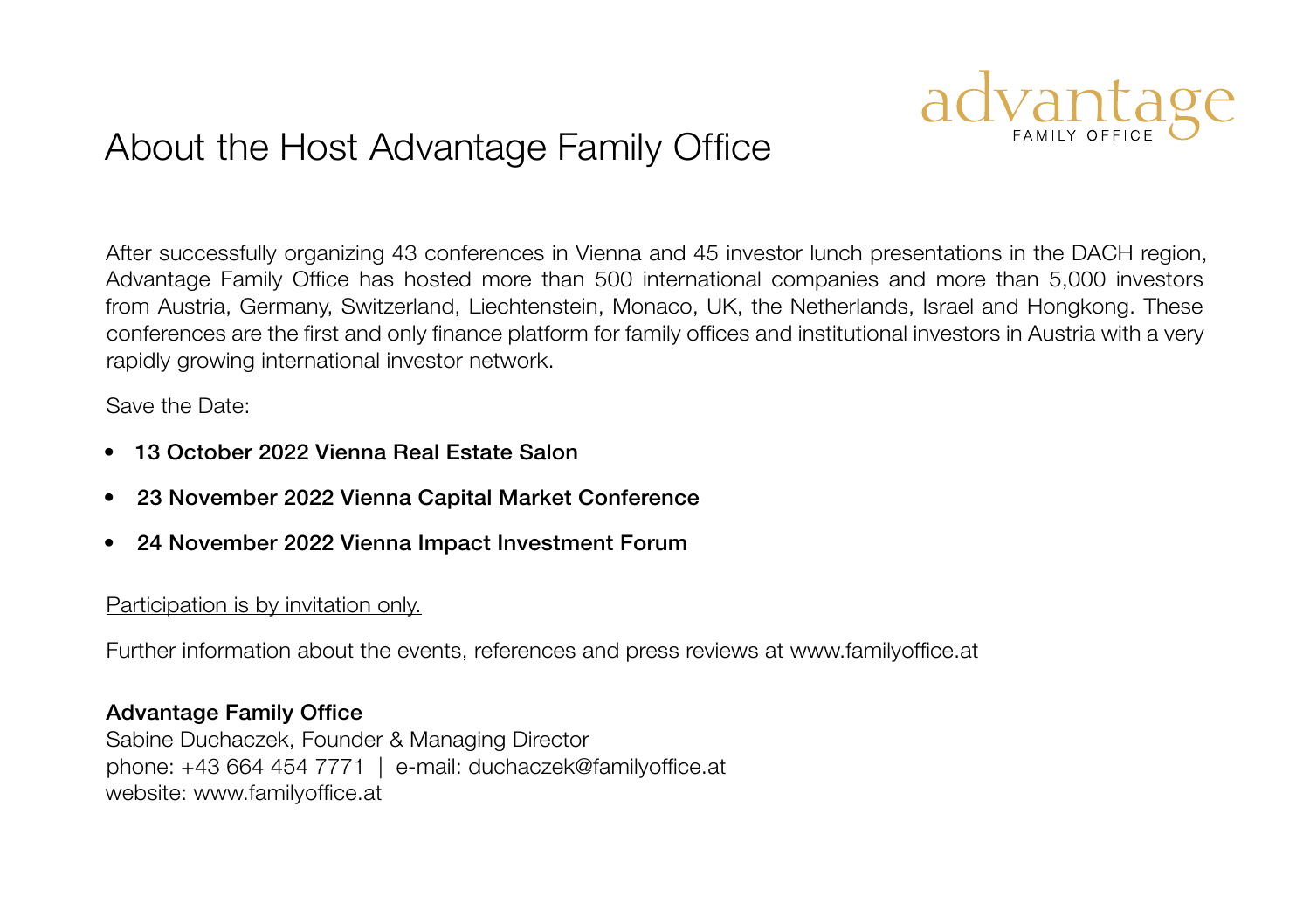# About the Host Advantage Family Office

advantage
FAMILY OFFICE

After successfully organizing 43 conferences in Vienna and 45 investor lunch presentations in the DACH region, Advantage Family Office has hosted more than 500 international companies and more than 5,000 investors from Austria, Germany, Switzerland, Liechtenstein, Monaco, UK, the Netherlands, Israel and Hongkong. These conferences are the first and only finance platform for family offices and institutional investors in Austria with a very rapidly growing international investor network.

Save the Date:

- **13 October 2022 Vienna Real Estate Salon**
- **23 November 2022 Vienna Capital Market Conference**
- **24 November 2022 Vienna Impact Investment Forum**

<u>Participation is by invitation only.</u>

Further information about the events, references and press reviews at www.familyoffice.at

**Advantage Family Office**
Sabine Duchaczek, Founder & Managing Director
phone: +43 664 454 7771 | e-mail: duchaczek@familyoffice.at
website: www.familyoffice.at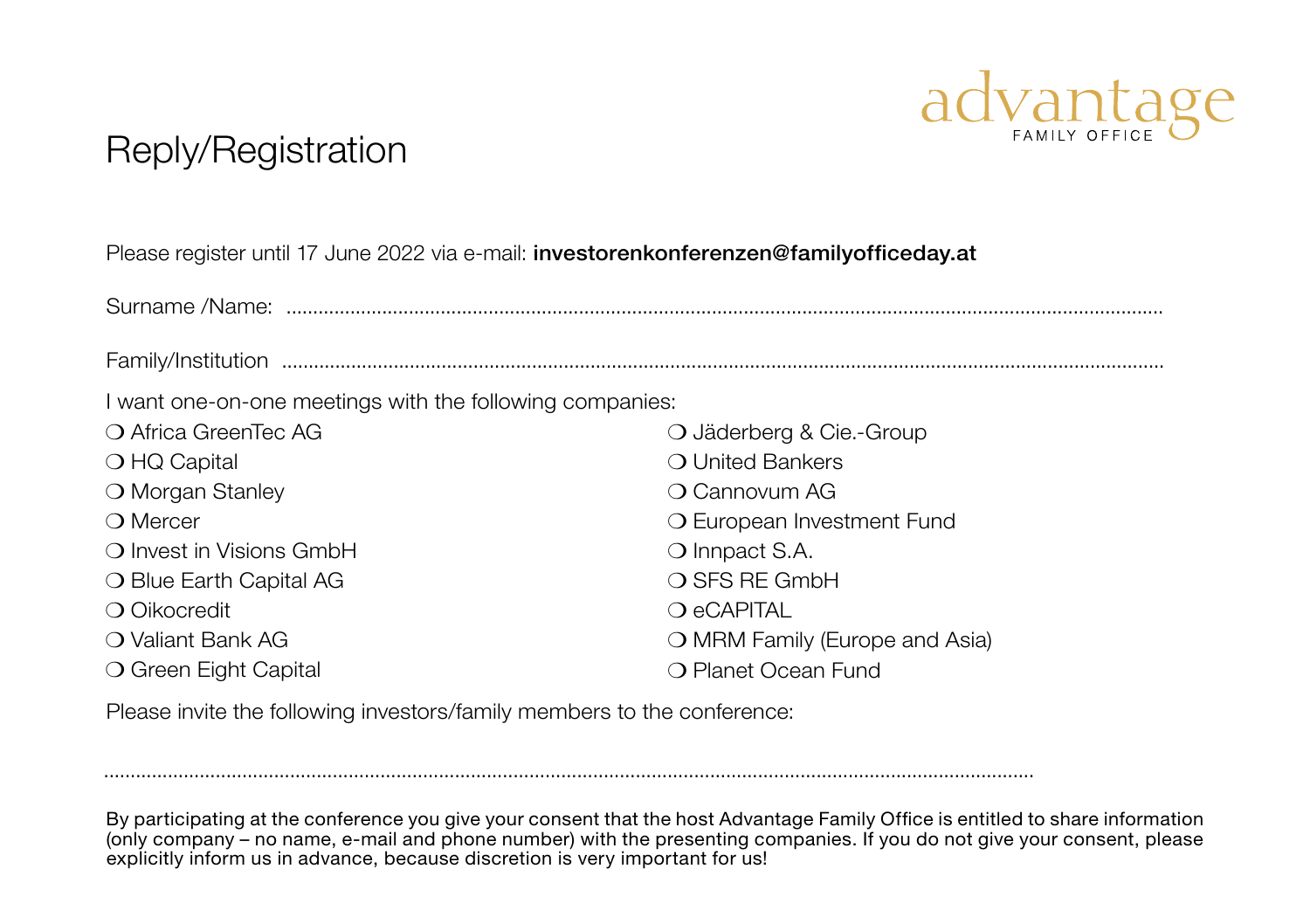# Reply/Registration

advantage FAMILY OFFICE

Please register until 17 June 2022 via e-mail: **investorenkonferenzen@familyofficeday.at**

Surname /Name: ..............................................................................................................................................................

Family/Institution ..............................................................................................................................................................

I want one-on-one meetings with the following companies:

❍ Africa GreenTec AG
❍ HQ Capital
❍ Morgan Stanley
❍ Mercer
❍ Invest in Visions GmbH
❍ Blue Earth Capital AG
❍ Oikocredit
❍ Valiant Bank AG
❍ Green Eight Capital
❍ Jäderberg & Cie.-Group
❍ United Bankers
❍ Cannovum AG
❍ European Investment Fund
❍ Innpact S.A.
❍ SFS RE GmbH
❍ eCAPITAL
❍ MRM Family (Europe and Asia)
❍ Planet Ocean Fund

Please invite the following investors/family members to the conference:

..............................................................................................................................................................

By participating at the conference you give your consent that the host Advantage Family Office is entitled to share information (only company – no name, e-mail and phone number) with the presenting companies. If you do not give your consent, please explicitly inform us in advance, because discretion is very important for us!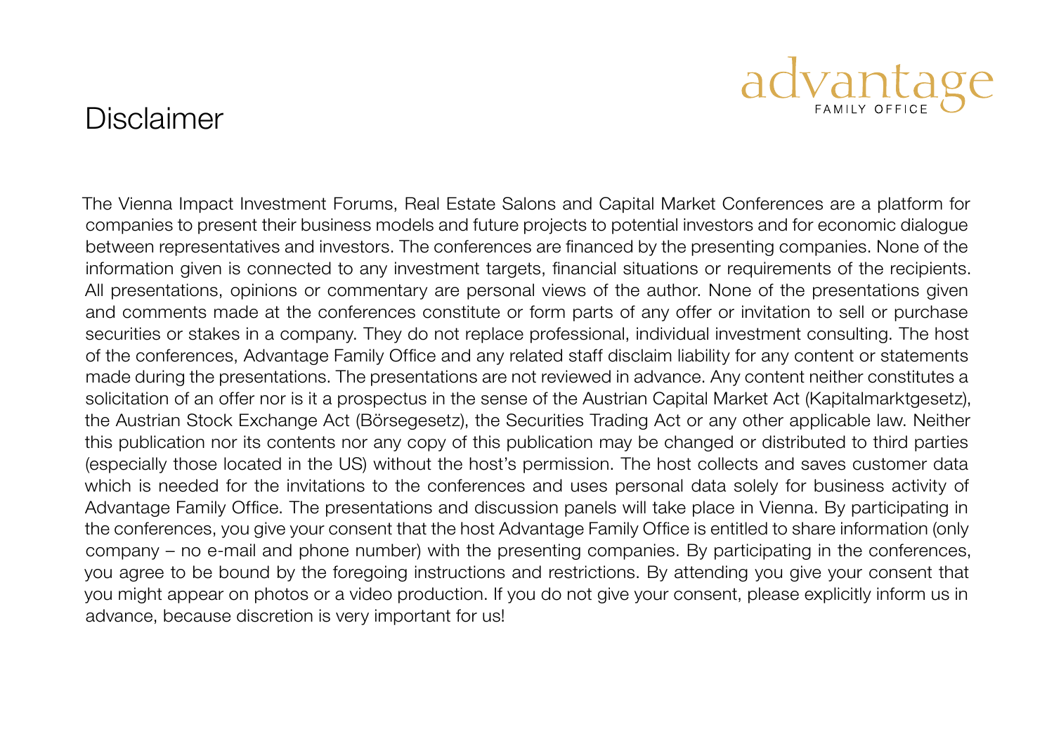# Disclaimer

The Vienna Impact Investment Forums, Real Estate Salons and Capital Market Conferences are a platform for companies to present their business models and future projects to potential investors and for economic dialogue between representatives and investors. The conferences are financed by the presenting companies. None of the information given is connected to any investment targets, financial situations or requirements of the recipients. All presentations, opinions or commentary are personal views of the author. None of the presentations given and comments made at the conferences constitute or form parts of any offer or invitation to sell or purchase securities or stakes in a company. They do not replace professional, individual investment consulting. The host of the conferences, Advantage Family Office and any related staff disclaim liability for any content or statements made during the presentations. The presentations are not reviewed in advance. Any content neither constitutes a solicitation of an offer nor is it a prospectus in the sense of the Austrian Capital Market Act (Kapitalmarktgesetz), the Austrian Stock Exchange Act (Börsegesetz), the Securities Trading Act or any other applicable law. Neither this publication nor its contents nor any copy of this publication may be changed or distributed to third parties (especially those located in the US) without the host's permission. The host collects and saves customer data which is needed for the invitations to the conferences and uses personal data solely for business activity of Advantage Family Office. The presentations and discussion panels will take place in Vienna. By participating in the conferences, you give your consent that the host Advantage Family Office is entitled to share information (only company – no e-mail and phone number) with the presenting companies. By participating in the conferences, you agree to be bound by the foregoing instructions and restrictions. By attending you give your consent that you might appear on photos or a video production. If you do not give your consent, please explicitly inform us in advance, because discretion is very important for us!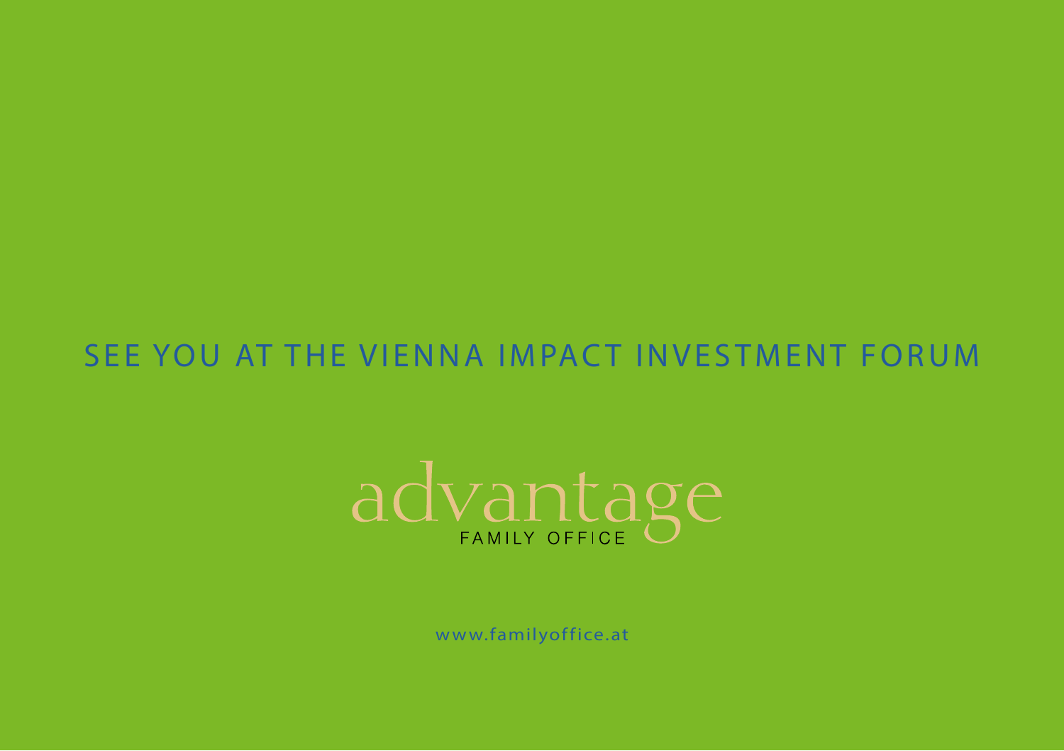SEE YOU AT THE VIENNA IMPACT INVESTMENT FORUM

advantage
FAMILY OFFICE

www.familyoffice.at